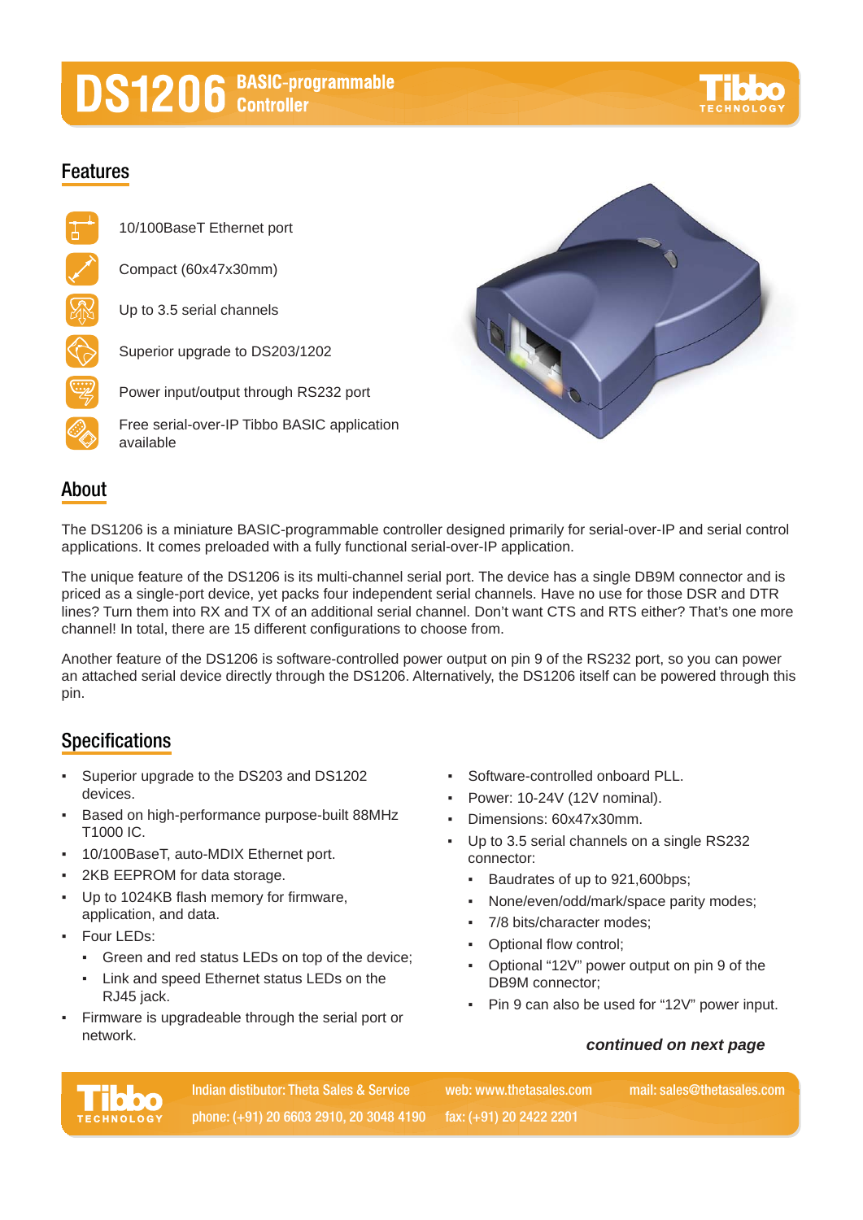# DS1206 BASIC-programmable Controller

## Features

- 10/100BaseT Ethernet port
- Compact (60x47x30mm)
- Up to 3.5 serial channels
- Superior upgrade to DS203/1202
- Power input/output through RS232 port
- Free serial-over-IP Tibbo BASIC application available

## About

The DS1206 is a miniature BASIC-programmable controller designed primarily for serial-over-IP and serial control applications. It comes preloaded with a fully functional serial-over-IP application.

The unique feature of the DS1206 is its multi-channel serial port. The device has a single DB9M connector and is priced as a single-port device, yet packs four independent serial channels. Have no use for those DSR and DTR lines? Turn them into RX and TX of an additional serial channel. Don't want CTS and RTS either? That's one more channel! In total, there are 15 different configurations to choose from.

Another feature of the DS1206 is software-controlled power output on pin 9 of the RS232 port, so you can power an attached serial device directly through the DS1206. Alternatively, the DS1206 itself can be powered through this pin.

## Specifications

- Superior upgrade to the DS203 and DS1202 devices.
- Based on high-performance purpose-built 88MHz T1000 IC.
- 10/100BaseT, auto-MDIX Ethernet port.
- 2KB EEPROM for data storage.
- Up to 1024KB flash memory for firmware, application, and data.
- Four LEDs:
  - Green and red status LEDs on top of the device;
  - Link and speed Ethernet status LEDs on the RJ45 jack.
- Firmware is upgradeable through the serial port or network.
- Software-controlled onboard PLL.
- Power: 10-24V (12V nominal).
- Dimensions: 60x47x30mm.
- Up to 3.5 serial channels on a single RS232 connector:
  - Baudrates of up to 921,600bps;
  - None/even/odd/mark/space parity modes;
  - 7/8 bits/character modes;
  - Optional flow control;
  - Optional "12V" power output on pin 9 of the DB9M connector;
  - Pin 9 can also be used for "12V" power input.

***continued on next page***

Indian distibutor: Theta Sales & Service | web: www.thetasales.com | mail: sales@thetasales.com
phone: (+91) 20 6603 2910, 20 3048 4190 | fax: (+91) 20 2422 2201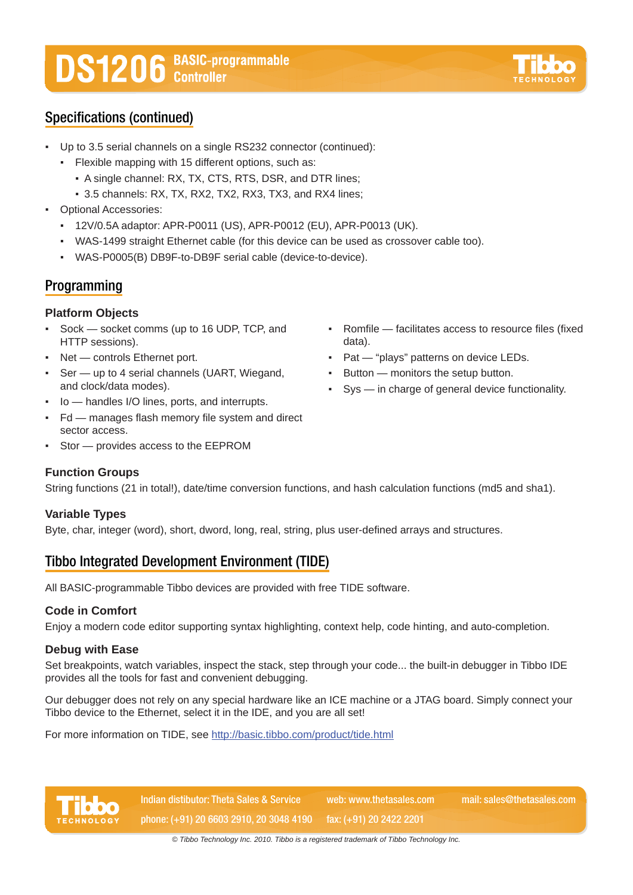## Specifications (continued)

- Up to 3.5 serial channels on a single RS232 connector (continued):
  - Flexible mapping with 15 different options, such as:
    - A single channel: RX, TX, CTS, RTS, DSR, and DTR lines;
    - 3.5 channels: RX, TX, RX2, TX2, RX3, TX3, and RX4 lines;
- Optional Accessories:
  - 12V/0.5A adaptor: APR-P0011 (US), APR-P0012 (EU), APR-P0013 (UK).
  - WAS-1499 straight Ethernet cable (for this device can be used as crossover cable too).
  - WAS-P0005(B) DB9F-to-DB9F serial cable (device-to-device).

## Programming

### Platform Objects

- Sock — socket comms (up to 16 UDP, TCP, and HTTP sessions).
- Net — controls Ethernet port.
- Ser — up to 4 serial channels (UART, Wiegand, and clock/data modes).
- Io — handles I/O lines, ports, and interrupts.
- Fd — manages flash memory file system and direct sector access.
- Stor — provides access to the EEPROM
- Romfile — facilitates access to resource files (fixed data).
- Pat — "plays" patterns on device LEDs.
- Button — monitors the setup button.
- Sys — in charge of general device functionality.

### Function Groups

String functions (21 in total!), date/time conversion functions, and hash calculation functions (md5 and sha1).

### Variable Types

Byte, char, integer (word), short, dword, long, real, string, plus user-defined arrays and structures.

## Tibbo Integrated Development Environment (TIDE)

All BASIC-programmable Tibbo devices are provided with free TIDE software.

### Code in Comfort

Enjoy a modern code editor supporting syntax highlighting, context help, code hinting, and auto-completion.

### Debug with Ease

Set breakpoints, watch variables, inspect the stack, step through your code... the built-in debugger in Tibbo IDE provides all the tools for fast and convenient debugging.

Our debugger does not rely on any special hardware like an ICE machine or a JTAG board. Simply connect your Tibbo device to the Ethernet, select it in the IDE, and you are all set!

For more information on TIDE, see http://basic.tibbo.com/product/tide.html

Indian distibutor: Theta Sales & Service | web: www.thetasales.com | mail: sales@thetasales.com

phone: (+91) 20 6603 2910, 20 3048 4190 | fax: (+91) 20 2422 2201

© Tibbo Technology Inc. 2010. Tibbo is a registered trademark of Tibbo Technology Inc.